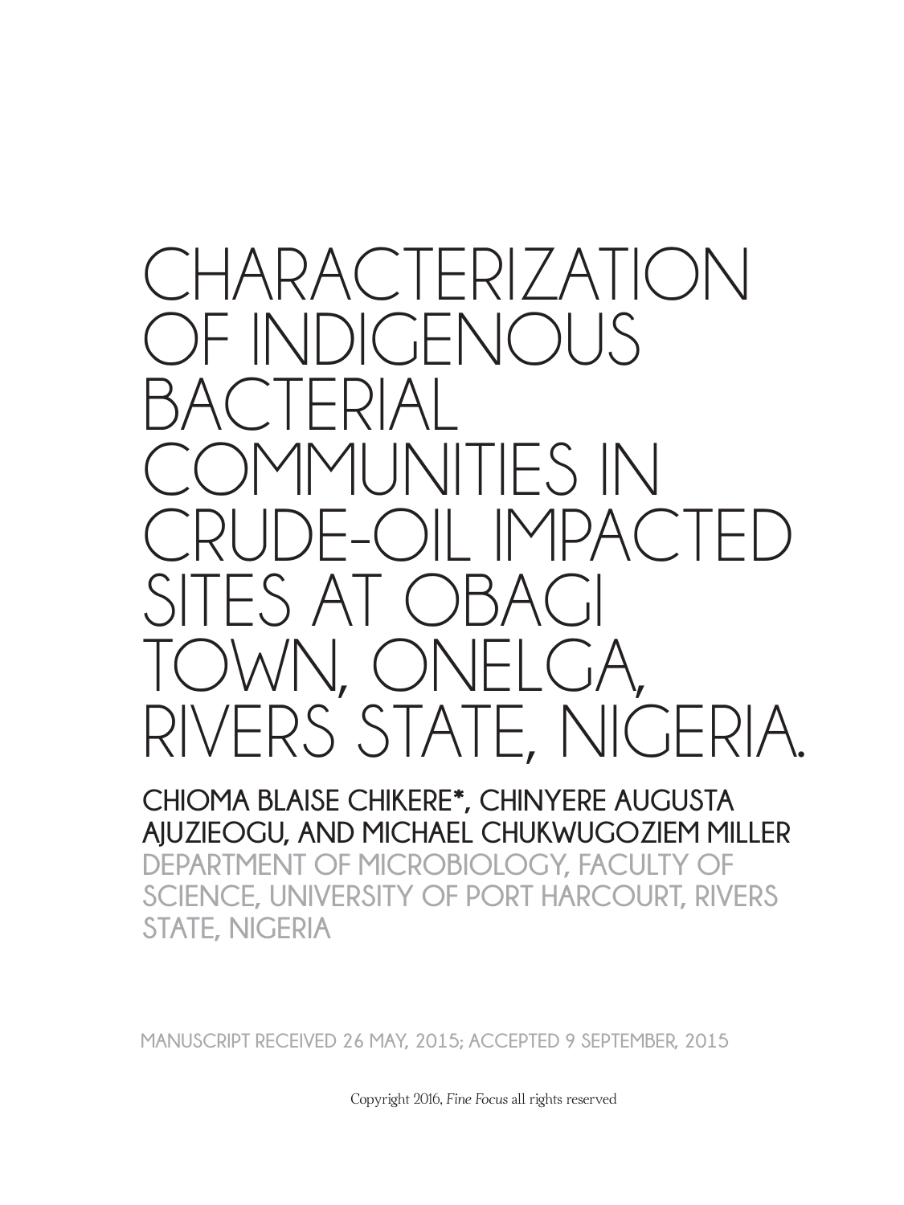# CHARACTERIZATION OF INDIGENOUS BACTERIAL COMMUNITIES IN CRUDE-OIL IMPACTED SITES AT OBAGI TOWN, ONELGA, RIVERS STATE, NIGERIA.

**CHIOMA BLAISE CHIKERE*, CHINYERE AUGUSTA AJUZIEOGU, AND MICHAEL CHUKWUGOZIEM MILLER**

DEPARTMENT OF MICROBIOLOGY, FACULTY OF SCIENCE, UNIVERSITY OF PORT HARCOURT, RIVERS STATE, NIGERIA

MANUSCRIPT RECEIVED 26 MAY, 2015; ACCEPTED 9 SEPTEMBER, 2015

Copyright 2016, *Fine Focus* all rights reserved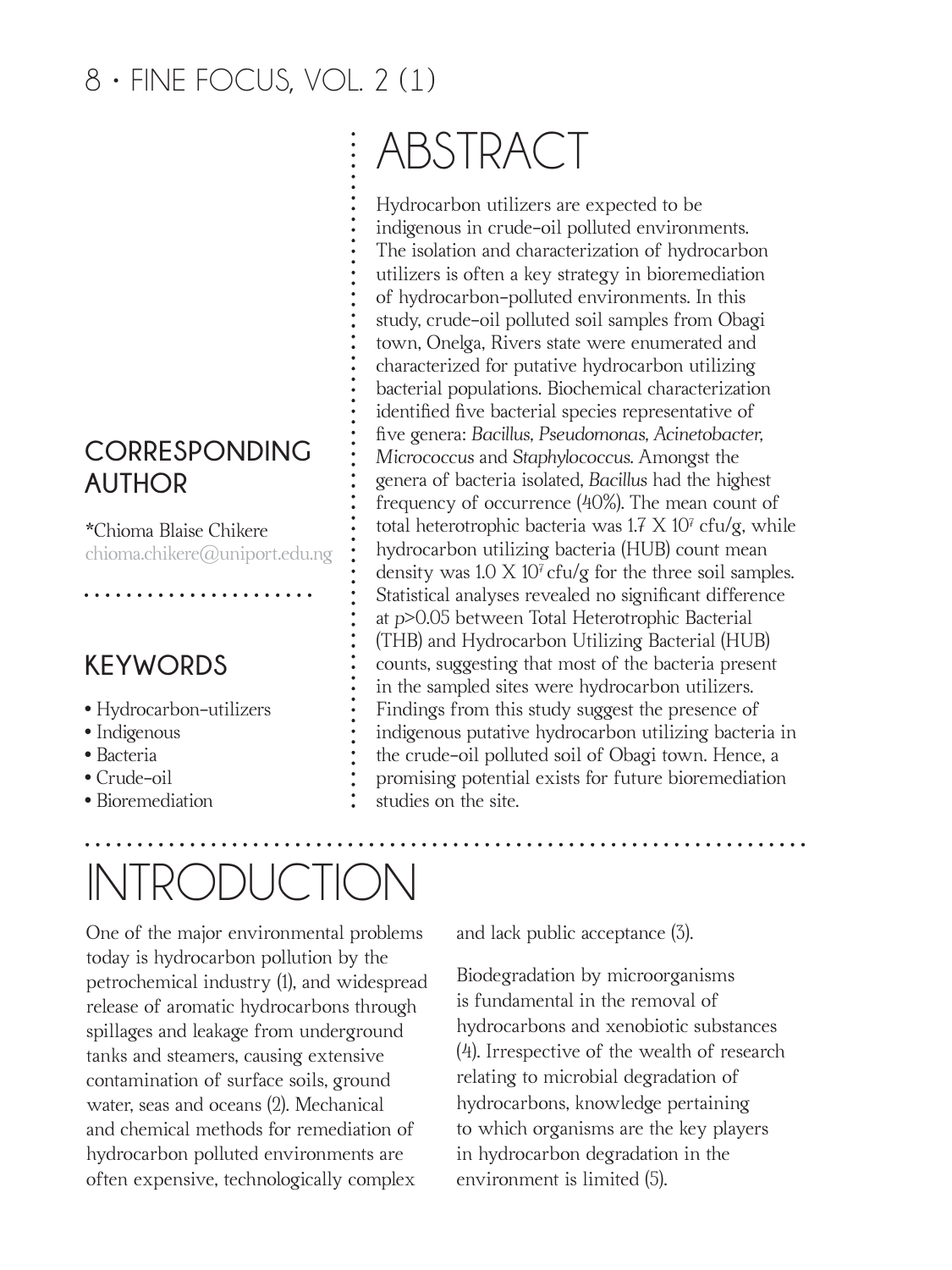## CORRESPONDING AUTHOR

*Chioma Blaise Chikere
chioma.chikere@uniport.edu.ng

## KEYWORDS

- Hydrocarbon-utilizers
- Indigenous
- Bacteria
- Crude-oil
- Bioremediation

# ABSTRACT

Hydrocarbon utilizers are expected to be indigenous in crude-oil polluted environments. The isolation and characterization of hydrocarbon utilizers is often a key strategy in bioremediation of hydrocarbon-polluted environments. In this study, crude-oil polluted soil samples from Obagi town, Onelga, Rivers state were enumerated and characterized for putative hydrocarbon utilizing bacterial populations. Biochemical characterization identified five bacterial species representative of five genera: *Bacillus, Pseudomonas, Acinetobacter, Micrococcus* and *Staphylococcus*. Amongst the genera of bacteria isolated, *Bacillus* had the highest frequency of occurrence (40%). The mean count of total heterotrophic bacteria was $1.7 \times 10^7$ cfu/g, while hydrocarbon utilizing bacteria (HUB) count mean density was $1.0 \times 10^7$ cfu/g for the three soil samples. Statistical analyses revealed no significant difference at $p>0.05$ between Total Heterotrophic Bacterial (THB) and Hydrocarbon Utilizing Bacterial (HUB) counts, suggesting that most of the bacteria present in the sampled sites were hydrocarbon utilizers. Findings from this study suggest the presence of indigenous putative hydrocarbon utilizing bacteria in the crude-oil polluted soil of Obagi town. Hence, a promising potential exists for future bioremediation studies on the site.

# INTRODUCTION

One of the major environmental problems today is hydrocarbon pollution by the petrochemical industry (1), and widespread release of aromatic hydrocarbons through spillages and leakage from underground tanks and steamers, causing extensive contamination of surface soils, ground water, seas and oceans (2). Mechanical and chemical methods for remediation of hydrocarbon polluted environments are often expensive, technologically complex and lack public acceptance (3).

Biodegradation by microorganisms is fundamental in the removal of hydrocarbons and xenobiotic substances (4). Irrespective of the wealth of research relating to microbial degradation of hydrocarbons, knowledge pertaining to which organisms are the key players in hydrocarbon degradation in the environment is limited (5).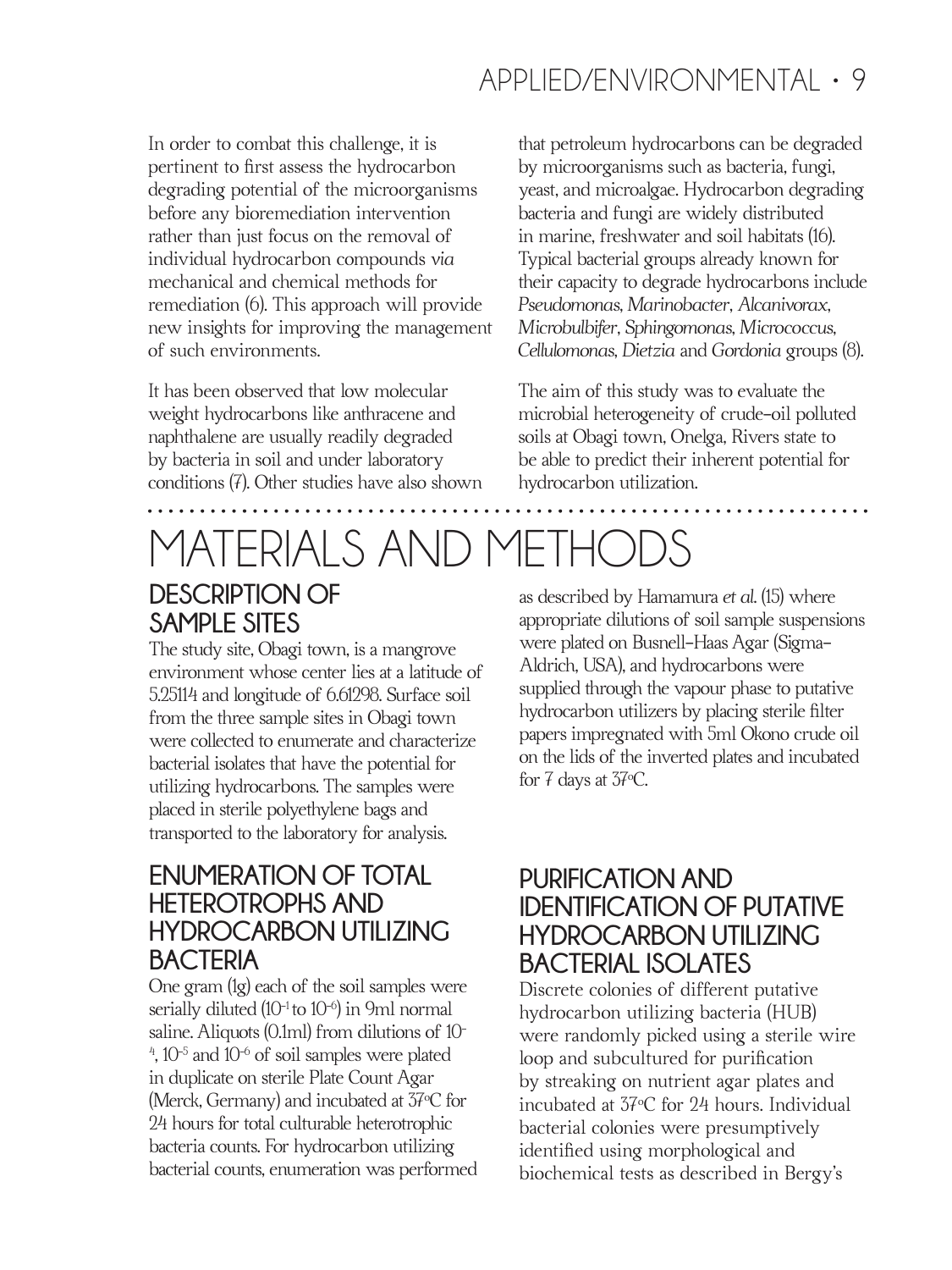In order to combat this challenge, it is pertinent to first assess the hydrocarbon degrading potential of the microorganisms before any bioremediation intervention rather than just focus on the removal of individual hydrocarbon compounds *via* mechanical and chemical methods for remediation (6). This approach will provide new insights for improving the management of such environments.

It has been observed that low molecular weight hydrocarbons like anthracene and naphthalene are usually readily degraded by bacteria in soil and under laboratory conditions (7). Other studies have also shown that petroleum hydrocarbons can be degraded by microorganisms such as bacteria, fungi, yeast, and microalgae. Hydrocarbon degrading bacteria and fungi are widely distributed in marine, freshwater and soil habitats (16). Typical bacterial groups already known for their capacity to degrade hydrocarbons include *Pseudomonas*, *Marinobacter*, *Alcanivorax*, *Microbulbifer*, *Sphingomonas*, *Micrococcus*, *Cellulomonas*, *Dietzia* and *Gordonia* groups (8).

The aim of this study was to evaluate the microbial heterogeneity of crude-oil polluted soils at Obagi town, Onelga, Rivers state to be able to predict their inherent potential for hydrocarbon utilization.

# MATERIALS AND METHODS

## DESCRIPTION OF SAMPLE SITES

The study site, Obagi town, is a mangrove environment whose center lies at a latitude of 5.25114 and longitude of 6.61298. Surface soil from the three sample sites in Obagi town were collected to enumerate and characterize bacterial isolates that have the potential for utilizing hydrocarbons. The samples were placed in sterile polyethylene bags and transported to the laboratory for analysis.

## ENUMERATION OF TOTAL HETEROTROPHS AND HYDROCARBON UTILIZING BACTERIA

One gram (1g) each of the soil samples were serially diluted ($10^{-1}$ to $10^{-6}$) in 9ml normal saline. Aliquots (0.1ml) from dilutions of $10^{-4}$, $10^{-5}$ and $10^{-6}$ of soil samples were plated in duplicate on sterile Plate Count Agar (Merck, Germany) and incubated at 37°C for 24 hours for total culturable heterotrophic bacteria counts. For hydrocarbon utilizing bacterial counts, enumeration was performed as described by Hamamura *et al*. (15) where appropriate dilutions of soil sample suspensions were plated on Busnell-Haas Agar (Sigma-Aldrich, USA), and hydrocarbons were supplied through the vapour phase to putative hydrocarbon utilizers by placing sterile filter papers impregnated with 5ml Okono crude oil on the lids of the inverted plates and incubated for 7 days at 37°C.

## PURIFICATION AND IDENTIFICATION OF PUTATIVE HYDROCARBON UTILIZING BACTERIAL ISOLATES

Discrete colonies of different putative hydrocarbon utilizing bacteria (HUB) were randomly picked using a sterile wire loop and subcultured for purification by streaking on nutrient agar plates and incubated at 37°C for 24 hours. Individual bacterial colonies were presumptively identified using morphological and biochemical tests as described in Bergy's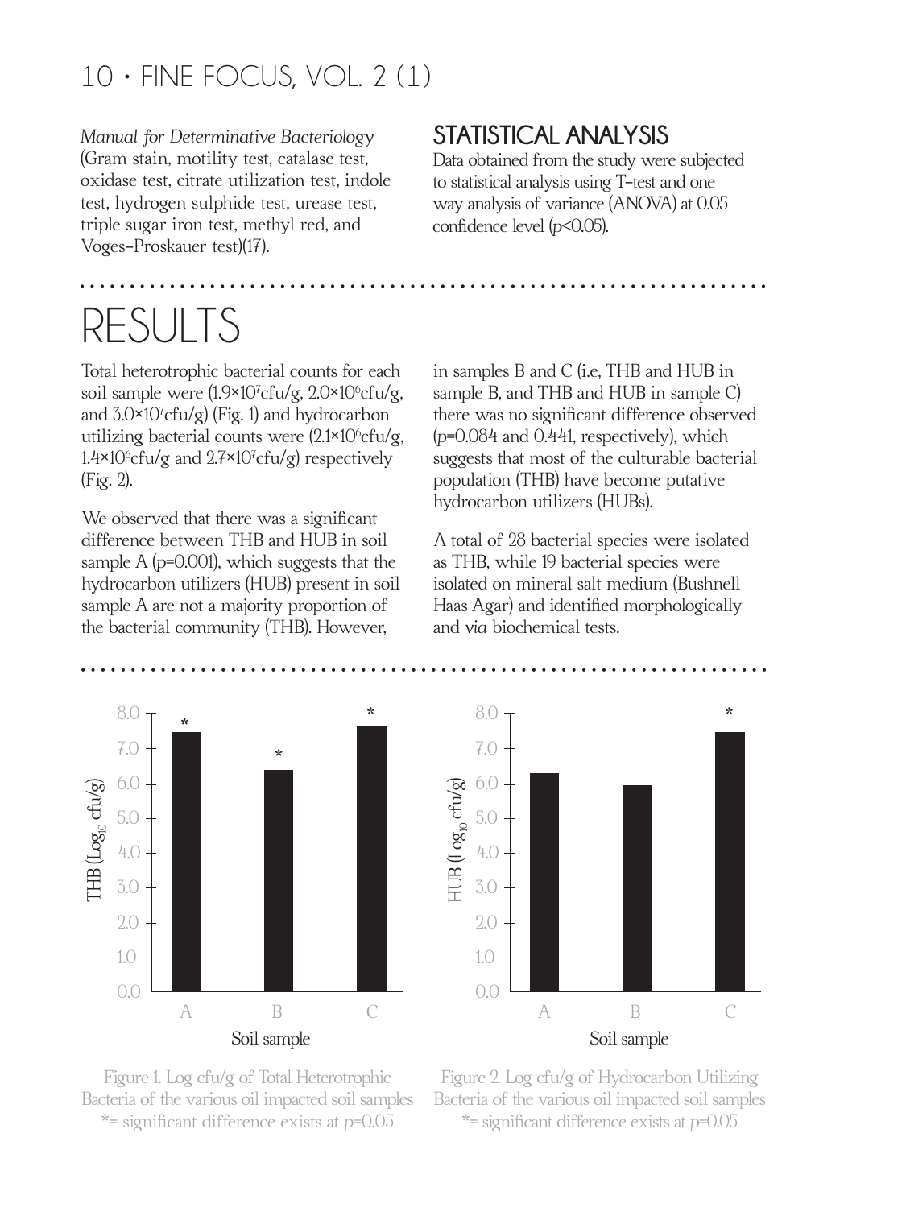*Manual for Determinative Bacteriology* (Gram stain, motility test, catalase test, oxidase test, citrate utilization test, indole test, hydrogen sulphide test, urease test, triple sugar iron test, methyl red, and Voges-Proskauer test)(17).

## STATISTICAL ANALYSIS

Data obtained from the study were subjected to statistical analysis using T-test and one way analysis of variance (ANOVA) at 0.05 confidence level ($p<0.05$).

# RESULTS

Total heterotrophic bacterial counts for each soil sample were ($1.9\times10^7$cfu/g, $2.0\times10^6$cfu/g, and $3.0\times10^7$cfu/g) (Fig. 1) and hydrocarbon utilizing bacterial counts were ($2.1\times10^6$cfu/g, $1.4\times10^6$cfu/g and $2.7\times10^7$cfu/g) respectively (Fig. 2).

We observed that there was a significant difference between THB and HUB in soil sample A ($p$=0.001), which suggests that the hydrocarbon utilizers (HUB) present in soil sample A are not a majority proportion of the bacterial community (THB). However, in samples B and C (i.e, THB and HUB in sample B, and THB and HUB in sample C) there was no significant difference observed ($p$=0.084 and 0.441, respectively), which suggests that most of the culturable bacterial population (THB) have become putative hydrocarbon utilizers (HUBs).

A total of 28 bacterial species were isolated as THB, while 19 bacterial species were isolated on mineral salt medium (Bushnell Haas Agar) and identified morphologically and *via* biochemical tests.

Figure 1. Log cfu/g of Total Heterotrophic Bacteria of the various oil impacted soil samples
*= significant difference exists at $p$=0.05

Figure 2. Log cfu/g of Hydrocarbon Utilizing Bacteria of the various oil impacted soil samples
*= significant difference exists at $p$=0.05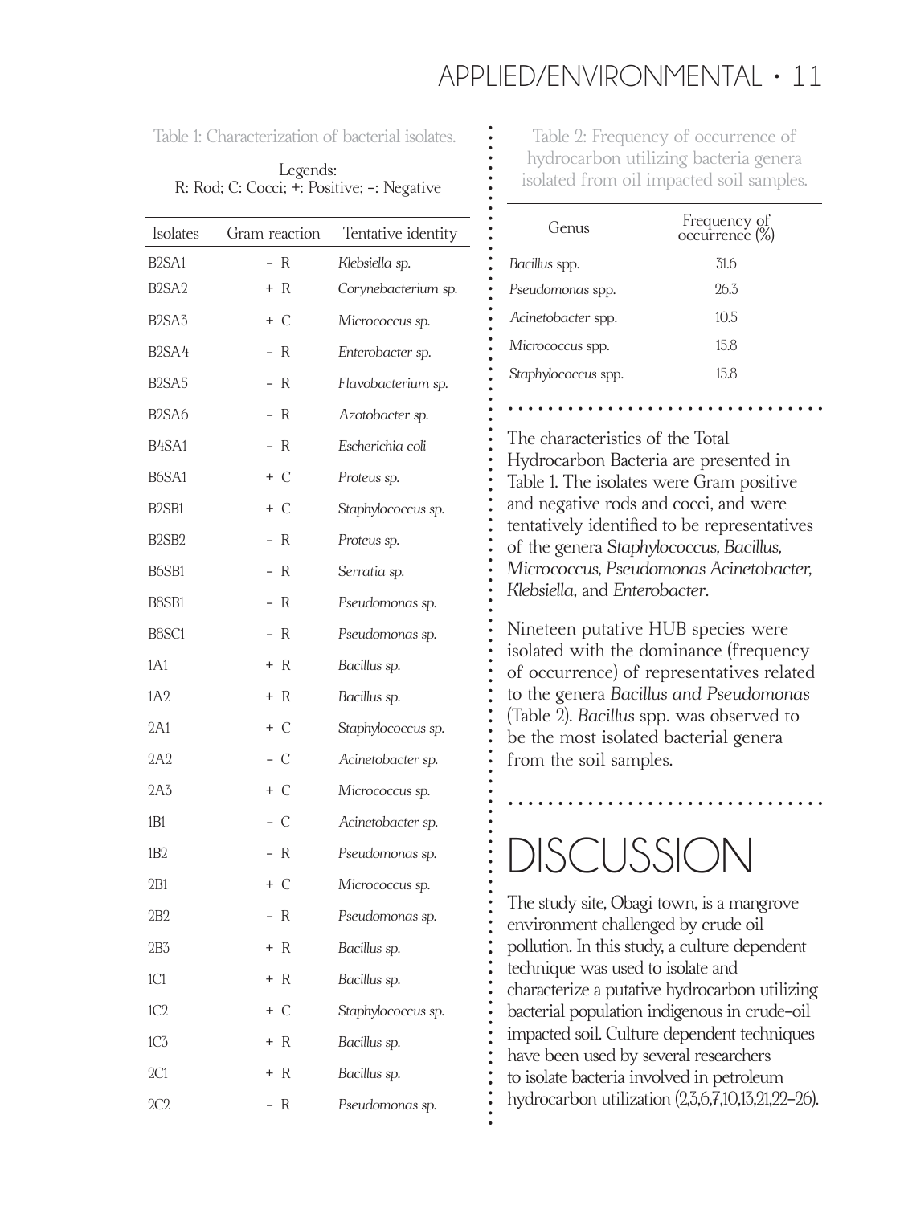Table 1: Characterization of bacterial isolates.

Legends:
R: Rod; C: Cocci; +: Positive; –: Negative

| Isolates | Gram reaction | Tentative identity |
|---|---|---|
| B2SA1 | – R | *Klebsiella sp.* |
| B2SA2 | + R | *Corynebacterium sp.* |
| B2SA3 | + C | *Micrococcus sp.* |
| B2SA4 | – R | *Enterobacter sp.* |
| B2SA5 | – R | *Flavobacterium sp.* |
| B2SA6 | – R | *Azotobacter sp.* |
| B4SA1 | – R | *Escherichia coli* |
| B6SA1 | + C | *Proteus sp.* |
| B2SB1 | + C | *Staphylococcus sp.* |
| B2SB2 | – R | *Proteus sp.* |
| B6SB1 | – R | *Serratia sp.* |
| B8SB1 | – R | *Pseudomonas sp.* |
| B8SC1 | – R | *Pseudomonas sp.* |
| 1A1 | + R | *Bacillus sp.* |
| 1A2 | + R | *Bacillus sp.* |
| 2A1 | + C | *Staphylococcus sp.* |
| 2A2 | – C | *Acinetobacter sp.* |
| 2A3 | + C | *Micrococcus sp.* |
| 1B1 | – C | *Acinetobacter sp.* |
| 1B2 | – R | *Pseudomonas sp.* |
| 2B1 | + C | *Micrococcus sp.* |
| 2B2 | – R | *Pseudomonas sp.* |
| 2B3 | + R | *Bacillus sp.* |
| 1C1 | + R | *Bacillus sp.* |
| 1C2 | + C | *Staphylococcus sp.* |
| 1C3 | + R | *Bacillus sp.* |
| 2C1 | + R | *Bacillus sp.* |
| 2C2 | – R | *Pseudomonas sp.* |

Table 2: Frequency of occurrence of hydrocarbon utilizing bacteria genera isolated from oil impacted soil samples.

| Genus | Frequency of occurrence (%) |
|---|---|
| *Bacillus* spp. | 31.6 |
| *Pseudomonas* spp. | 26.3 |
| *Acinetobacter* spp. | 10.5 |
| *Micrococcus* spp. | 15.8 |
| *Staphylococcus* spp. | 15.8 |

The characteristics of the Total Hydrocarbon Bacteria are presented in Table 1. The isolates were Gram positive and negative rods and cocci, and were tentatively identified to be representatives of the genera *Staphylococcus, Bacillus, Micrococcus, Pseudomonas Acinetobacter, Klebsiella,* and *Enterobacter*.

Nineteen putative HUB species were isolated with the dominance (frequency of occurrence) of representatives related to the genera *Bacillus and Pseudomonas* (Table 2). *Bacillus* spp. was observed to be the most isolated bacterial genera from the soil samples.

# DISCUSSION

The study site, Obagi town, is a mangrove environment challenged by crude oil pollution. In this study, a culture dependent technique was used to isolate and characterize a putative hydrocarbon utilizing bacterial population indigenous in crude-oil impacted soil. Culture dependent techniques have been used by several researchers to isolate bacteria involved in petroleum hydrocarbon utilization (2,3,6,7,10,13,21,22–26).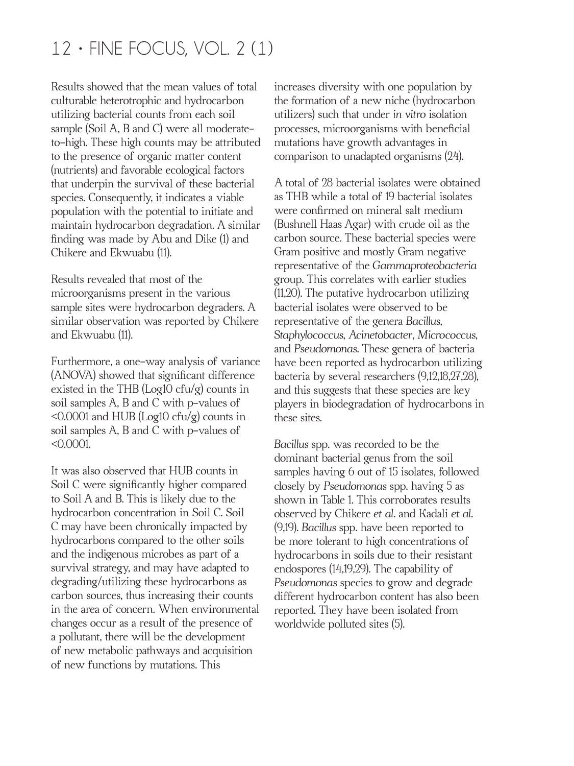Results showed that the mean values of total culturable heterotrophic and hydrocarbon utilizing bacterial counts from each soil sample (Soil A, B and C) were all moderate-to-high. These high counts may be attributed to the presence of organic matter content (nutrients) and favorable ecological factors that underpin the survival of these bacterial species. Consequently, it indicates a viable population with the potential to initiate and maintain hydrocarbon degradation. A similar finding was made by Abu and Dike (1) and Chikere and Ekwuabu (11).

Results revealed that most of the microorganisms present in the various sample sites were hydrocarbon degraders. A similar observation was reported by Chikere and Ekwuabu (11).

Furthermore, a one-way analysis of variance (ANOVA) showed that significant difference existed in the THB (Log10 cfu/g) counts in soil samples A, B and C with *p*-values of $<0.0001$ and HUB (Log10 cfu/g) counts in soil samples A, B and C with *p*-values of $<0.0001$.

It was also observed that HUB counts in Soil C were significantly higher compared to Soil A and B. This is likely due to the hydrocarbon concentration in Soil C. Soil C may have been chronically impacted by hydrocarbons compared to the other soils and the indigenous microbes as part of a survival strategy, and may have adapted to degrading/utilizing these hydrocarbons as carbon sources, thus increasing their counts in the area of concern. When environmental changes occur as a result of the presence of a pollutant, there will be the development of new metabolic pathways and acquisition of new functions by mutations. This increases diversity with one population by the formation of a new niche (hydrocarbon utilizers) such that under *in vitro* isolation processes, microorganisms with beneficial mutations have growth advantages in comparison to unadapted organisms (24).

A total of 28 bacterial isolates were obtained as THB while a total of 19 bacterial isolates were confirmed on mineral salt medium (Bushnell Haas Agar) with crude oil as the carbon source. These bacterial species were Gram positive and mostly Gram negative representative of the *Gammaproteobacteria* group. This correlates with earlier studies (11,20). The putative hydrocarbon utilizing bacterial isolates were observed to be representative of the genera *Bacillus*, *Staphylococcus*, *Acinetobacter*, *Micrococcus*, and *Pseudomonas*. These genera of bacteria have been reported as hydrocarbon utilizing bacteria by several researchers (9,12,18,27,28), and this suggests that these species are key players in biodegradation of hydrocarbons in these sites.

*Bacillus* spp. was recorded to be the dominant bacterial genus from the soil samples having 6 out of 15 isolates, followed closely by *Pseudomonas* spp. having 5 as shown in Table 1. This corroborates results observed by Chikere *et al*. and Kadali *et al*. (9,19). *Bacillus* spp. have been reported to be more tolerant to high concentrations of hydrocarbons in soils due to their resistant endospores (14,19,29). The capability of *Pseudomonas* species to grow and degrade different hydrocarbon content has also been reported. They have been isolated from worldwide polluted sites (5).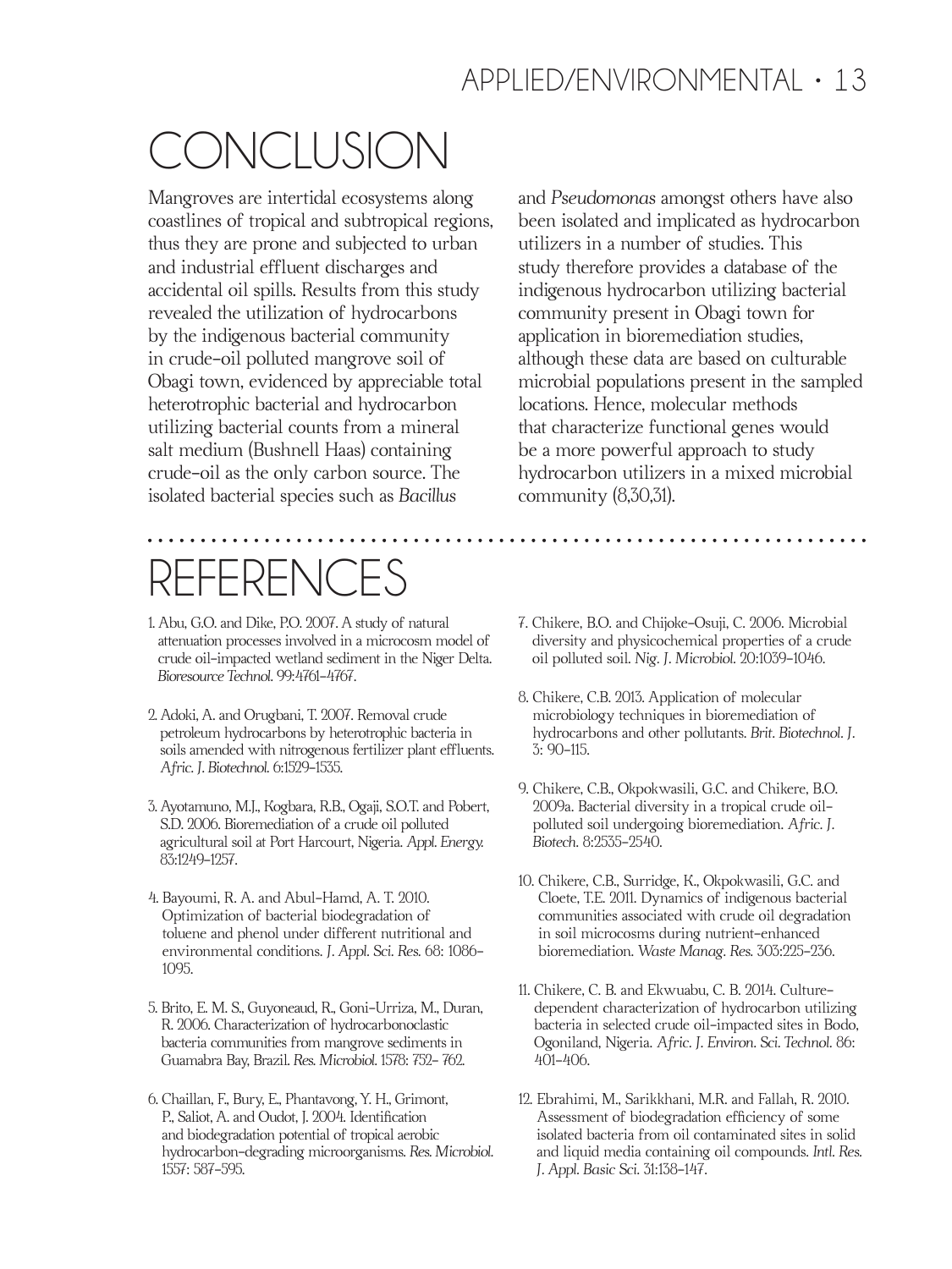# CONCLUSION

Mangroves are intertidal ecosystems along coastlines of tropical and subtropical regions, thus they are prone and subjected to urban and industrial effluent discharges and accidental oil spills. Results from this study revealed the utilization of hydrocarbons by the indigenous bacterial community in crude-oil polluted mangrove soil of Obagi town, evidenced by appreciable total heterotrophic bacterial and hydrocarbon utilizing bacterial counts from a mineral salt medium (Bushnell Haas) containing crude-oil as the only carbon source. The isolated bacterial species such as *Bacillus* and *Pseudomonas* amongst others have also been isolated and implicated as hydrocarbon utilizers in a number of studies. This study therefore provides a database of the indigenous hydrocarbon utilizing bacterial community present in Obagi town for application in bioremediation studies, although these data are based on culturable microbial populations present in the sampled locations. Hence, molecular methods that characterize functional genes would be a more powerful approach to study hydrocarbon utilizers in a mixed microbial community (8,30,31).

# REFERENCES

1. Abu, G.O. and Dike, P.O. 2007. A study of natural attenuation processes involved in a microcosm model of crude oil-impacted wetland sediment in the Niger Delta. *Bioresource Technol.* 99:4761-4767.

2. Adoki, A. and Orugbani, T. 2007. Removal crude petroleum hydrocarbons by heterotrophic bacteria in soils amended with nitrogenous fertilizer plant effluents. *Afric. J. Biotechnol.* 6:1529-1535.

3. Ayotamuno, M.J., Kogbara, R.B., Ogaji, S.O.T. and Pobert, S.D. 2006. Bioremediation of a crude oil polluted agricultural soil at Port Harcourt, Nigeria. *Appl. Energy.* 83:1249-1257.

4. Bayoumi, R. A. and Abul-Hamd, A. T. 2010. Optimization of bacterial biodegradation of toluene and phenol under different nutritional and environmental conditions. *J. Appl. Sci. Res.* 68: 1086-1095.

5. Brito, E. M. S., Guyoneaud, R., Goni-Urriza, M., Duran, R. 2006. Characterization of hydrocarbonoclastic bacteria communities from mangrove sediments in Guamabra Bay, Brazil. *Res. Microbiol.* 1578: 752- 762.

6. Chaillan, F., Bury, E., Phantavong, Y. H., Grimont, P., Saliot, A. and Oudot, J. 2004. Identification and biodegradation potential of tropical aerobic hydrocarbon-degrading microorganisms. *Res. Microbiol.* 1557: 587-595.

7. Chikere, B.O. and Chijoke-Osuji, C. 2006. Microbial diversity and physicochemical properties of a crude oil polluted soil. *Nig. J. Microbiol.* 20:1039-1046.

8. Chikere, C.B. 2013. Application of molecular microbiology techniques in bioremediation of hydrocarbons and other pollutants. *Brit. Biotechnol. J.* 3: 90-115.

9. Chikere, C.B., Okpokwasili, G.C. and Chikere, B.O. 2009a. Bacterial diversity in a tropical crude oil-polluted soil undergoing bioremediation. *Afric. J. Biotech.* 8:2535-2540.

10. Chikere, C.B., Surridge, K., Okpokwasili, G.C. and Cloete, T.E. 2011. Dynamics of indigenous bacterial communities associated with crude oil degradation in soil microcosms during nutrient-enhanced bioremediation. *Waste Manag. Res.* 303:225-236.

11. Chikere, C. B. and Ekwuabu, C. B. 2014. Culture-dependent characterization of hydrocarbon utilizing bacteria in selected crude oil-impacted sites in Bodo, Ogoniland, Nigeria. *Afric. J. Environ. Sci. Technol.* 86: 401-406.

12. Ebrahimi, M., Sarikkhani, M.R. and Fallah, R. 2010. Assessment of biodegradation efficiency of some isolated bacteria from oil contaminated sites in solid and liquid media containing oil compounds. *Intl. Res. J. Appl. Basic Sci.* 31:138-147.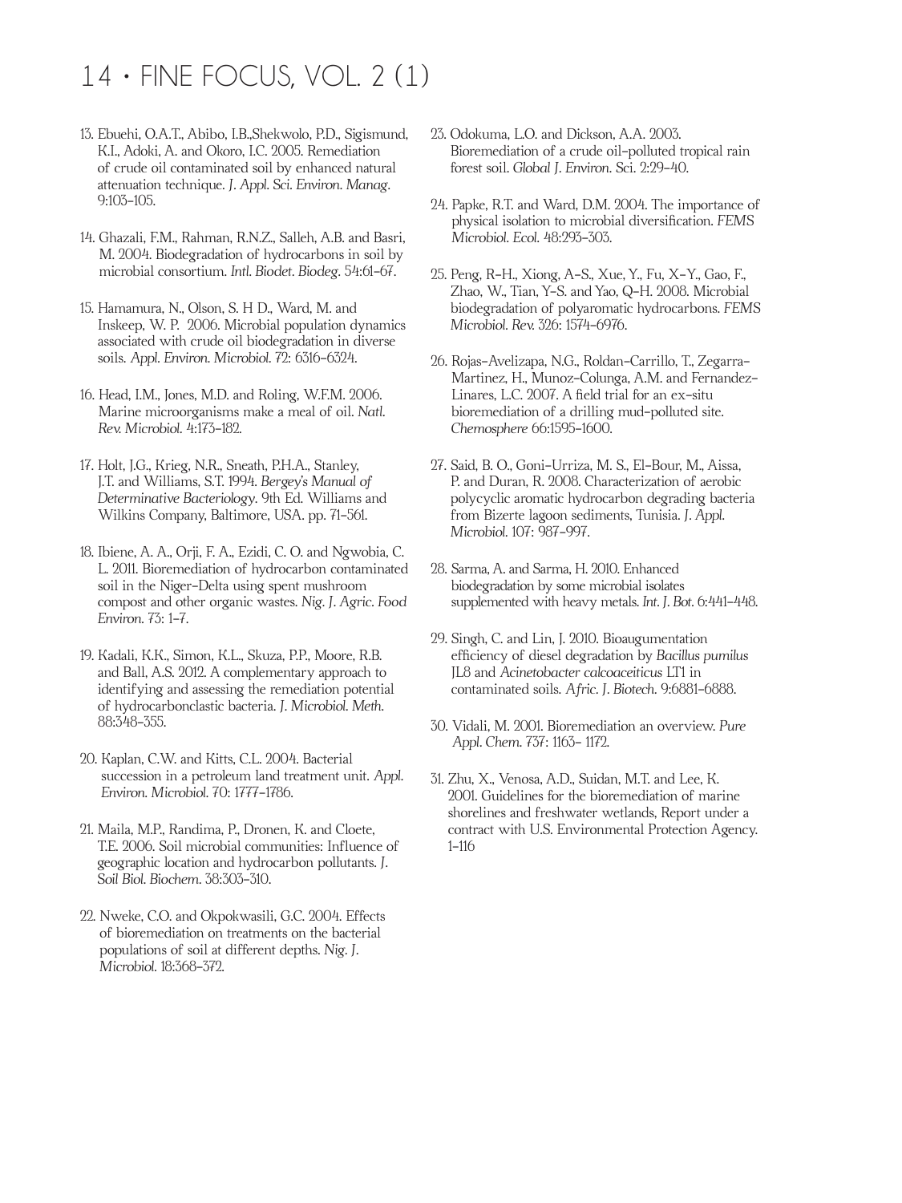13. Ebuehi, O.A.T., Abibo, I.B.,Shekwolo, P.D., Sigismund, K.I., Adoki, A. and Okoro, I.C. 2005. Remediation of crude oil contaminated soil by enhanced natural attenuation technique. *J. Appl. Sci. Environ. Manag.* 9:103–105.

14. Ghazali, F.M., Rahman, R.N.Z., Salleh, A.B. and Basri, M. 2004. Biodegradation of hydrocarbons in soil by microbial consortium. *Intl. Biodet. Biodeg.* 54:61–67.

15. Hamamura, N., Olson, S. H D., Ward, M. and Inskeep, W. P. 2006. Microbial population dynamics associated with crude oil biodegradation in diverse soils. *Appl. Environ. Microbiol.* 72: 6316–6324.

16. Head, I.M., Jones, M.D. and Roling, W.F.M. 2006. Marine microorganisms make a meal of oil. *Natl. Rev. Microbiol.* 4:173–182.

17. Holt, J.G., Krieg, N.R., Sneath, P.H.A., Stanley, J.T. and Williams, S.T. 1994. *Bergey's Manual of Determinative Bacteriology*. 9th Ed. Williams and Wilkins Company, Baltimore, USA. pp. 71–561.

18. Ibiene, A. A., Orji, F. A., Ezidi, C. O. and Ngwobia, C. L. 2011. Bioremediation of hydrocarbon contaminated soil in the Niger-Delta using spent mushroom compost and other organic wastes. *Nig. J. Agric. Food Environ.* 73: 1–7.

19. Kadali, K.K., Simon, K.L., Skuza, P.P., Moore, R.B. and Ball, A.S. 2012. A complementary approach to identifying and assessing the remediation potential of hydrocarbonclastic bacteria. *J. Microbiol. Meth.* 88:348–355.

20. Kaplan, C.W. and Kitts, C.L. 2004. Bacterial succession in a petroleum land treatment unit. *Appl. Environ. Microbiol.* 70: 1777–1786.

21. Maila, M.P., Randima, P., Dronen, K. and Cloete, T.E. 2006. Soil microbial communities: Influence of geographic location and hydrocarbon pollutants. *J. Soil Biol. Biochem.* 38:303–310.

22. Nweke, C.O. and Okpokwasili, G.C. 2004. Effects of bioremediation on treatments on the bacterial populations of soil at different depths. *Nig. J. Microbiol.* 18:368–372.

23. Odokuma, L.O. and Dickson, A.A. 2003. Bioremediation of a crude oil-polluted tropical rain forest soil. *Global J. Environ. Sci.* 2:29–40.

24. Papke, R.T. and Ward, D.M. 2004. The importance of physical isolation to microbial diversification. *FEMS Microbiol. Ecol.* 48:293–303.

25. Peng, R-H., Xiong, A-S., Xue, Y., Fu, X-Y., Gao, F., Zhao, W., Tian, Y-S. and Yao, Q-H. 2008. Microbial biodegradation of polyaromatic hydrocarbons. *FEMS Microbiol. Rev.* 326: 1574–6976.

26. Rojas-Avelizapa, N.G., Roldan-Carrillo, T., Zegarra-Martinez, H., Munoz-Colunga, A.M. and Fernandez-Linares, L.C. 2007. A field trial for an ex-situ bioremediation of a drilling mud-polluted site. *Chemosphere* 66:1595–1600.

27. Said, B. O., Goni-Urriza, M. S., El-Bour, M., Aissa, P. and Duran, R. 2008. Characterization of aerobic polycyclic aromatic hydrocarbon degrading bacteria from Bizerte lagoon sediments, Tunisia. *J. Appl. Microbiol.* 107: 987–997.

28. Sarma, A. and Sarma, H. 2010. Enhanced biodegradation by some microbial isolates supplemented with heavy metals. *Int. J. Bot.* 6:441–448.

29. Singh, C. and Lin, J. 2010. Bioaugumentation efficiency of diesel degradation by *Bacillus pumilus* JL8 and *Acinetobacter calcoaceiticus* LT1 in contaminated soils. *Afric. J. Biotech.* 9:6881–6888.

30. Vidali, M. 2001. Bioremediation an overview. *Pure Appl. Chem.* 737: 1163– 1172.

31. Zhu, X., Venosa, A.D., Suidan, M.T. and Lee, K. 2001. Guidelines for the bioremediation of marine shorelines and freshwater wetlands, Report under a contract with U.S. Environmental Protection Agency. 1–116